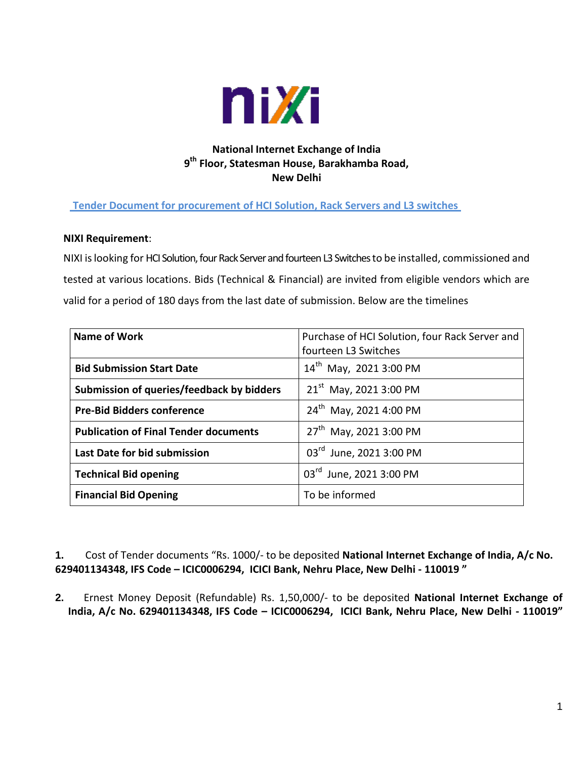**National Internet Exchange of India**
**9th Floor, Statesman House, Barakhamba Road,**
**New Delhi**

## Tender Document for procurement of HCI Solution, Rack Servers and L3 switches

**NIXI Requirement**:

NIXI is looking for HCI Solution, four Rack Server and fourteen L3 Switches to be installed, commissioned and tested at various locations. Bids (Technical & Financial) are invited from eligible vendors which are valid for a period of 180 days from the last date of submission. Below are the timelines

| **Name of Work** | Purchase of HCI Solution, four Rack Server and fourteen L3 Switches |
|---|---|
| **Bid Submission Start Date** | 14th May, 2021 3:00 PM |
| **Submission of queries/feedback by bidders** | 21st May, 2021 3:00 PM |
| **Pre-Bid Bidders conference** | 24th May, 2021 4:00 PM |
| **Publication of Final Tender documents** | 27th May, 2021 3:00 PM |
| **Last Date for bid submission** | 03rd June, 2021 3:00 PM |
| **Technical Bid opening** | 03rd June, 2021 3:00 PM |
| **Financial Bid Opening** | To be informed |

1. Cost of Tender documents "Rs. 1000/- to be deposited **National Internet Exchange of India, A/c No. 629401134348, IFS Code – ICIC0006294, ICICI Bank, Nehru Place, New Delhi - 110019 "**

2. Ernest Money Deposit (Refundable) Rs. 1,50,000/- to be deposited **National Internet Exchange of India, A/c No. 629401134348, IFS Code – ICIC0006294, ICICI Bank, Nehru Place, New Delhi - 110019"**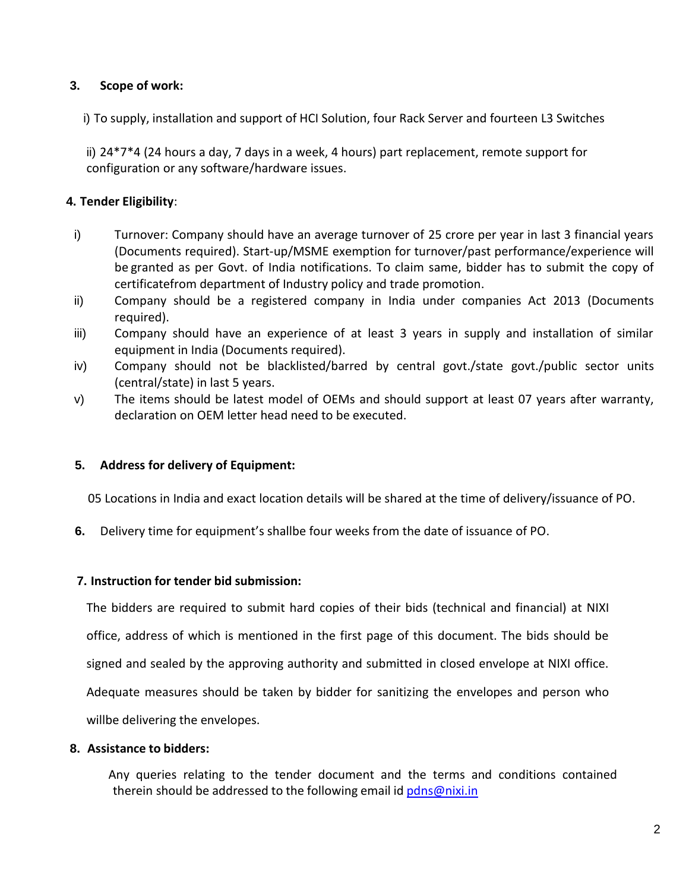### 3. Scope of work:

i) To supply, installation and support of HCI Solution, four Rack Server and fourteen L3 Switches

ii) 24*7*4 (24 hours a day, 7 days in a week, 4 hours) part replacement, remote support for configuration or any software/hardware issues.

### 4. Tender Eligibility:

i) Turnover: Company should have an average turnover of 25 crore per year in last 3 financial years (Documents required). Start-up/MSME exemption for turnover/past performance/experience will be granted as per Govt. of India notifications. To claim same, bidder has to submit the copy of certificatefrom department of Industry policy and trade promotion.

ii) Company should be a registered company in India under companies Act 2013 (Documents required).

iii) Company should have an experience of at least 3 years in supply and installation of similar equipment in India (Documents required).

iv) Company should not be blacklisted/barred by central govt./state govt./public sector units (central/state) in last 5 years.

v) The items should be latest model of OEMs and should support at least 07 years after warranty, declaration on OEM letter head need to be executed.

### 5. Address for delivery of Equipment:

05 Locations in India and exact location details will be shared at the time of delivery/issuance of PO.

**6.** Delivery time for equipment's shallbe four weeks from the date of issuance of PO.

### 7. Instruction for tender bid submission:

The bidders are required to submit hard copies of their bids (technical and financial) at NIXI office, address of which is mentioned in the first page of this document. The bids should be signed and sealed by the approving authority and submitted in closed envelope at NIXI office. Adequate measures should be taken by bidder for sanitizing the envelopes and person who willbe delivering the envelopes.

### 8. Assistance to bidders:

Any queries relating to the tender document and the terms and conditions contained therein should be addressed to the following email id pdns@nixi.in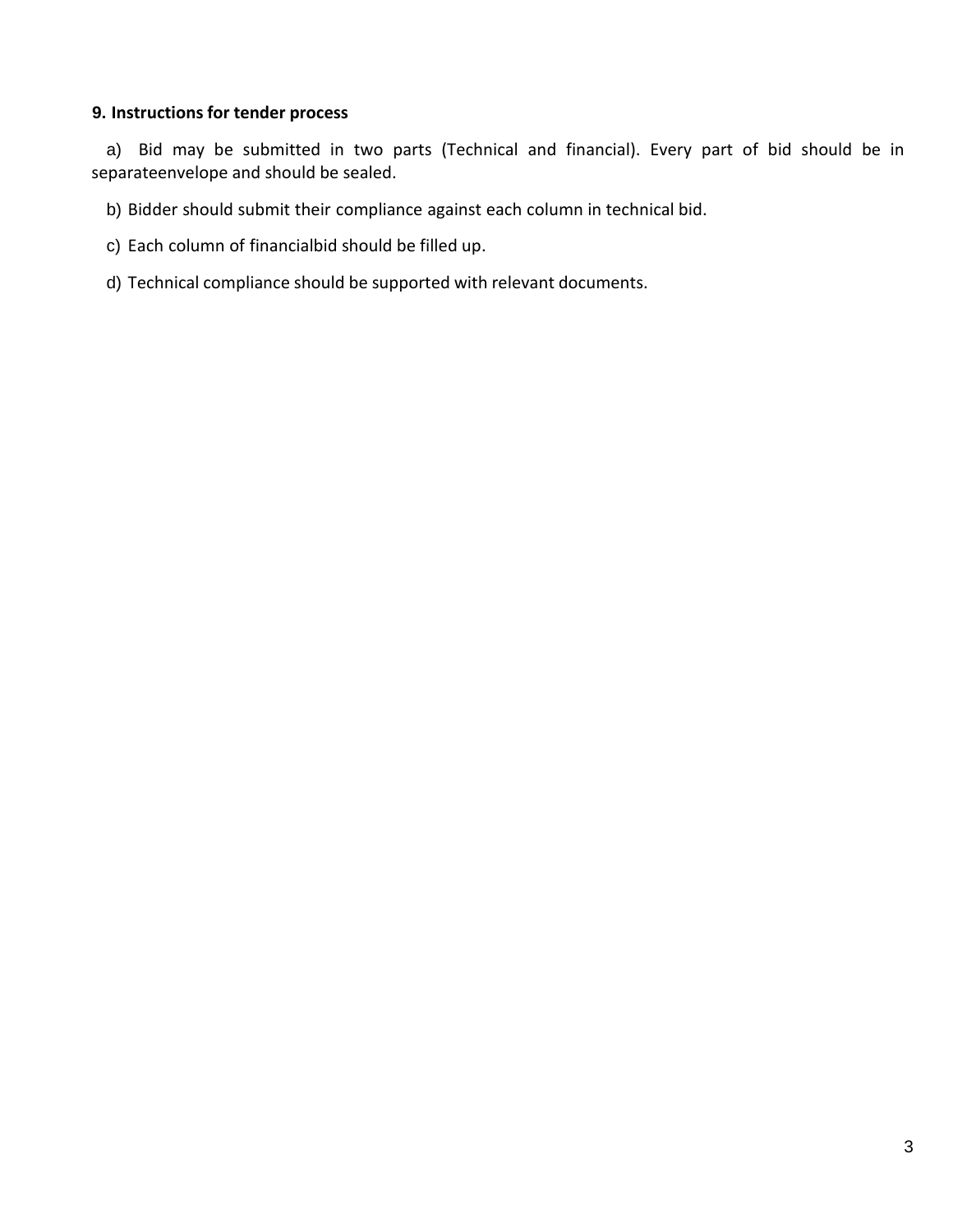### 9. Instructions for tender process

a) Bid may be submitted in two parts (Technical and financial). Every part of bid should be in separateenvelope and should be sealed.

b) Bidder should submit their compliance against each column in technical bid.

c) Each column of financialbid should be filled up.

d) Technical compliance should be supported with relevant documents.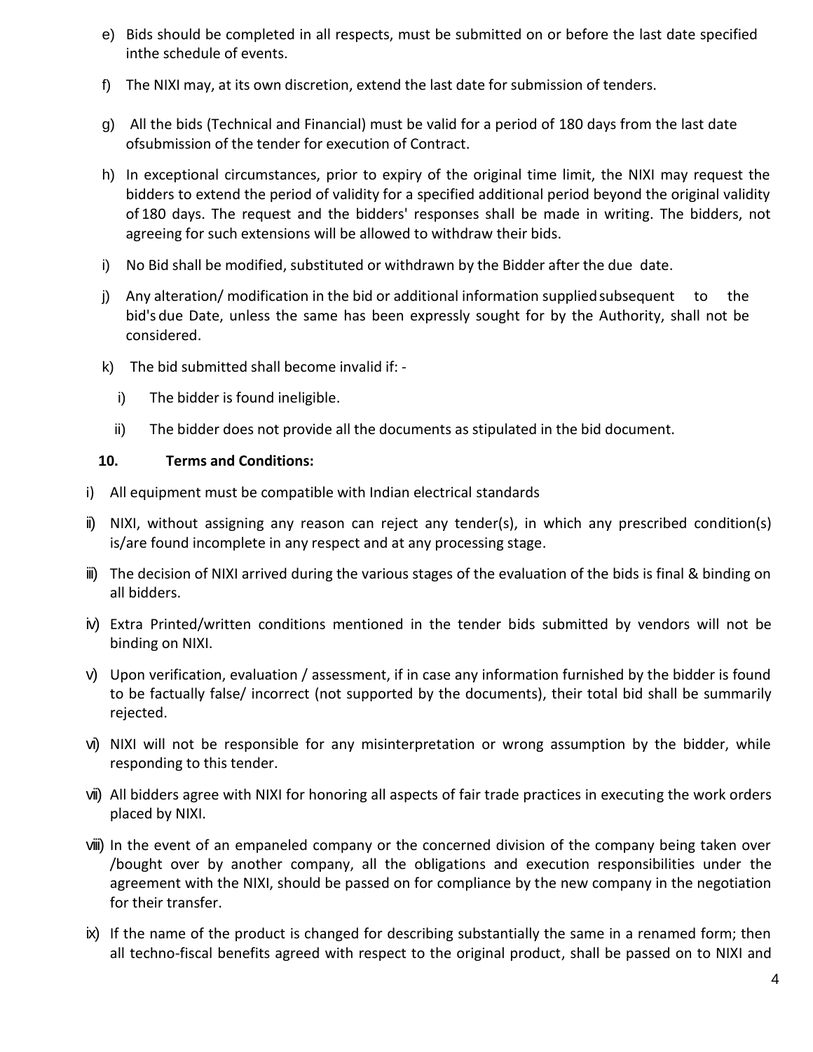e) Bids should be completed in all respects, must be submitted on or before the last date specified inthe schedule of events.

f) The NIXI may, at its own discretion, extend the last date for submission of tenders.

g) All the bids (Technical and Financial) must be valid for a period of 180 days from the last date ofsubmission of the tender for execution of Contract.

h) In exceptional circumstances, prior to expiry of the original time limit, the NIXI may request the bidders to extend the period of validity for a specified additional period beyond the original validity of 180 days. The request and the bidders' responses shall be made in writing. The bidders, not agreeing for such extensions will be allowed to withdraw their bids.

i) No Bid shall be modified, substituted or withdrawn by the Bidder after the due date.

j) Any alteration/ modification in the bid or additional information supplied subsequent to the bid's due Date, unless the same has been expressly sought for by the Authority, shall not be considered.

k) The bid submitted shall become invalid if: -

   i) The bidder is found ineligible.

   ii) The bidder does not provide all the documents as stipulated in the bid document.

**10. Terms and Conditions:**

i) All equipment must be compatible with Indian electrical standards

ii) NIXI, without assigning any reason can reject any tender(s), in which any prescribed condition(s) is/are found incomplete in any respect and at any processing stage.

iii) The decision of NIXI arrived during the various stages of the evaluation of the bids is final & binding on all bidders.

iv) Extra Printed/written conditions mentioned in the tender bids submitted by vendors will not be binding on NIXI.

v) Upon verification, evaluation / assessment, if in case any information furnished by the bidder is found to be factually false/ incorrect (not supported by the documents), their total bid shall be summarily rejected.

vi) NIXI will not be responsible for any misinterpretation or wrong assumption by the bidder, while responding to this tender.

vii) All bidders agree with NIXI for honoring all aspects of fair trade practices in executing the work orders placed by NIXI.

viii) In the event of an empaneled company or the concerned division of the company being taken over /bought over by another company, all the obligations and execution responsibilities under the agreement with the NIXI, should be passed on for compliance by the new company in the negotiation for their transfer.

ix) If the name of the product is changed for describing substantially the same in a renamed form; then all techno-fiscal benefits agreed with respect to the original product, shall be passed on to NIXI and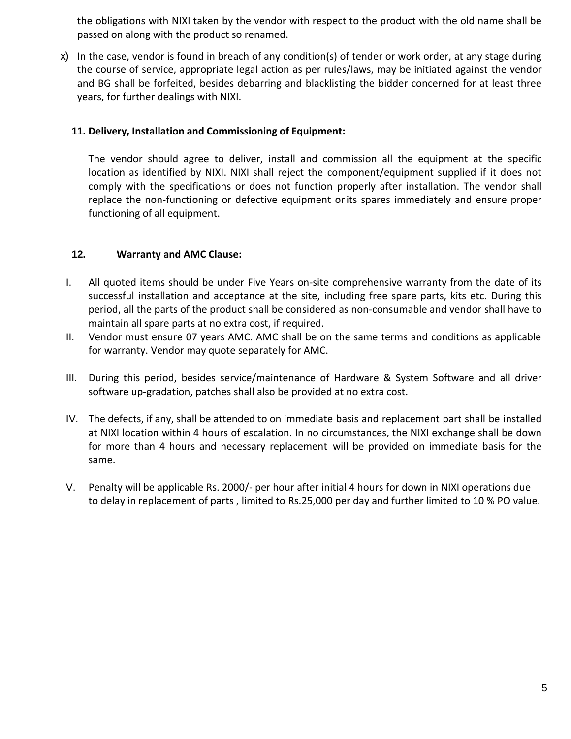the obligations with NIXI taken by the vendor with respect to the product with the old name shall be passed on along with the product so renamed.

x) In the case, vendor is found in breach of any condition(s) of tender or work order, at any stage during the course of service, appropriate legal action as per rules/laws, may be initiated against the vendor and BG shall be forfeited, besides debarring and blacklisting the bidder concerned for at least three years, for further dealings with NIXI.

**11. Delivery, Installation and Commissioning of Equipment:**

The vendor should agree to deliver, install and commission all the equipment at the specific location as identified by NIXI. NIXI shall reject the component/equipment supplied if it does not comply with the specifications or does not function properly after installation. The vendor shall replace the non-functioning or defective equipment or its spares immediately and ensure proper functioning of all equipment.

**12. Warranty and AMC Clause:**

I. All quoted items should be under Five Years on-site comprehensive warranty from the date of its successful installation and acceptance at the site, including free spare parts, kits etc. During this period, all the parts of the product shall be considered as non-consumable and vendor shall have to maintain all spare parts at no extra cost, if required.

II. Vendor must ensure 07 years AMC. AMC shall be on the same terms and conditions as applicable for warranty. Vendor may quote separately for AMC.

III. During this period, besides service/maintenance of Hardware & System Software and all driver software up-gradation, patches shall also be provided at no extra cost.

IV. The defects, if any, shall be attended to on immediate basis and replacement part shall be installed at NIXI location within 4 hours of escalation. In no circumstances, the NIXI exchange shall be down for more than 4 hours and necessary replacement will be provided on immediate basis for the same.

V. Penalty will be applicable Rs. 2000/- per hour after initial 4 hours for down in NIXI operations due to delay in replacement of parts , limited to Rs.25,000 per day and further limited to 10 % PO value.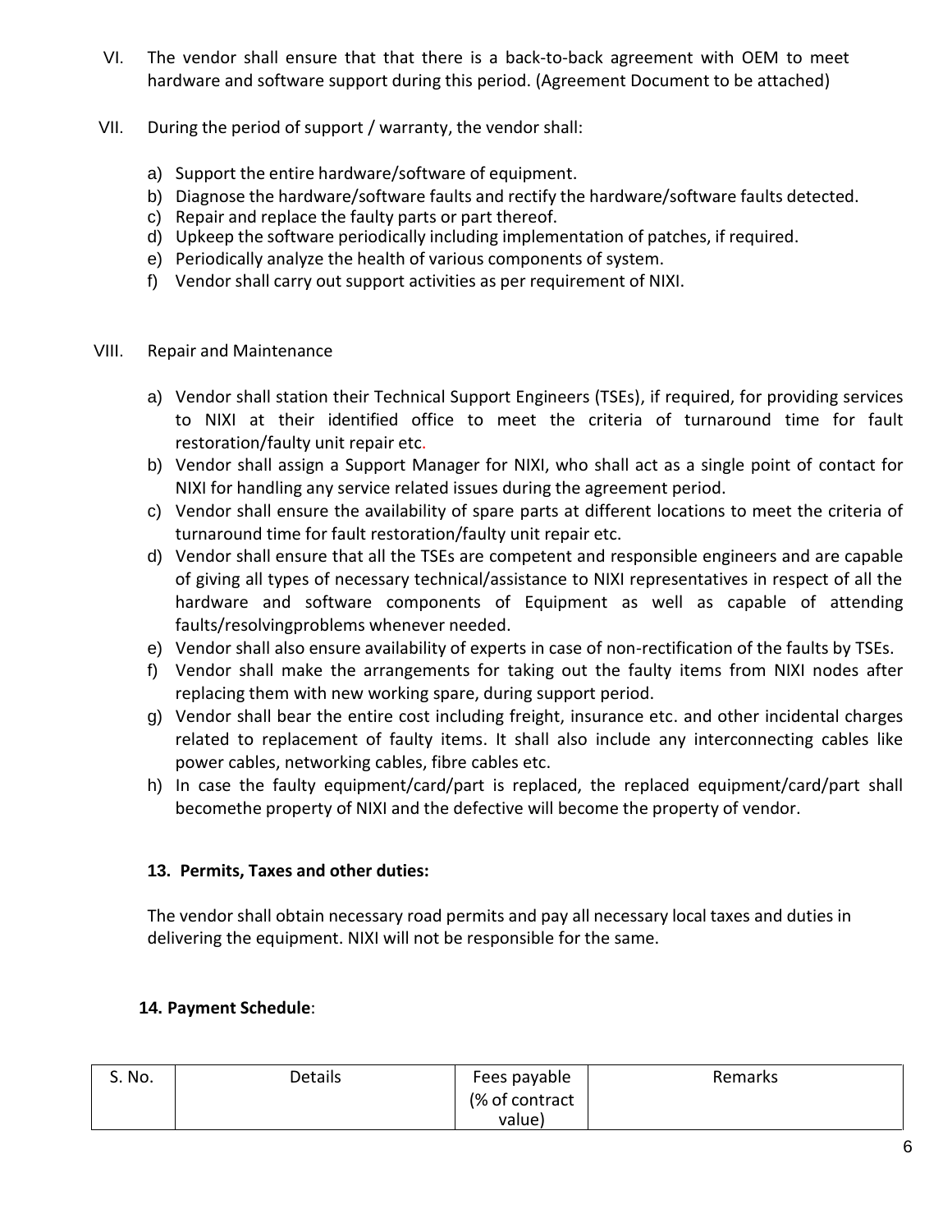VI. The vendor shall ensure that that there is a back-to-back agreement with OEM to meet hardware and software support during this period. (Agreement Document to be attached)

VII. During the period of support / warranty, the vendor shall:

a) Support the entire hardware/software of equipment.
b) Diagnose the hardware/software faults and rectify the hardware/software faults detected.
c) Repair and replace the faulty parts or part thereof.
d) Upkeep the software periodically including implementation of patches, if required.
e) Periodically analyze the health of various components of system.
f) Vendor shall carry out support activities as per requirement of NIXI.

VIII. Repair and Maintenance

a) Vendor shall station their Technical Support Engineers (TSEs), if required, for providing services to NIXI at their identified office to meet the criteria of turnaround time for fault restoration/faulty unit repair etc.
b) Vendor shall assign a Support Manager for NIXI, who shall act as a single point of contact for NIXI for handling any service related issues during the agreement period.
c) Vendor shall ensure the availability of spare parts at different locations to meet the criteria of turnaround time for fault restoration/faulty unit repair etc.
d) Vendor shall ensure that all the TSEs are competent and responsible engineers and are capable of giving all types of necessary technical/assistance to NIXI representatives in respect of all the hardware and software components of Equipment as well as capable of attending faults/resolvingproblems whenever needed.
e) Vendor shall also ensure availability of experts in case of non-rectification of the faults by TSEs.
f) Vendor shall make the arrangements for taking out the faulty items from NIXI nodes after replacing them with new working spare, during support period.
g) Vendor shall bear the entire cost including freight, insurance etc. and other incidental charges related to replacement of faulty items. It shall also include any interconnecting cables like power cables, networking cables, fibre cables etc.
h) In case the faulty equipment/card/part is replaced, the replaced equipment/card/part shall becomethe property of NIXI and the defective will become the property of vendor.

### 13. Permits, Taxes and other duties:

The vendor shall obtain necessary road permits and pay all necessary local taxes and duties in delivering the equipment. NIXI will not be responsible for the same.

### 14. Payment Schedule:

| S. No. | Details | Fees payable (% of contract value) | Remarks |
|---|---|---|---|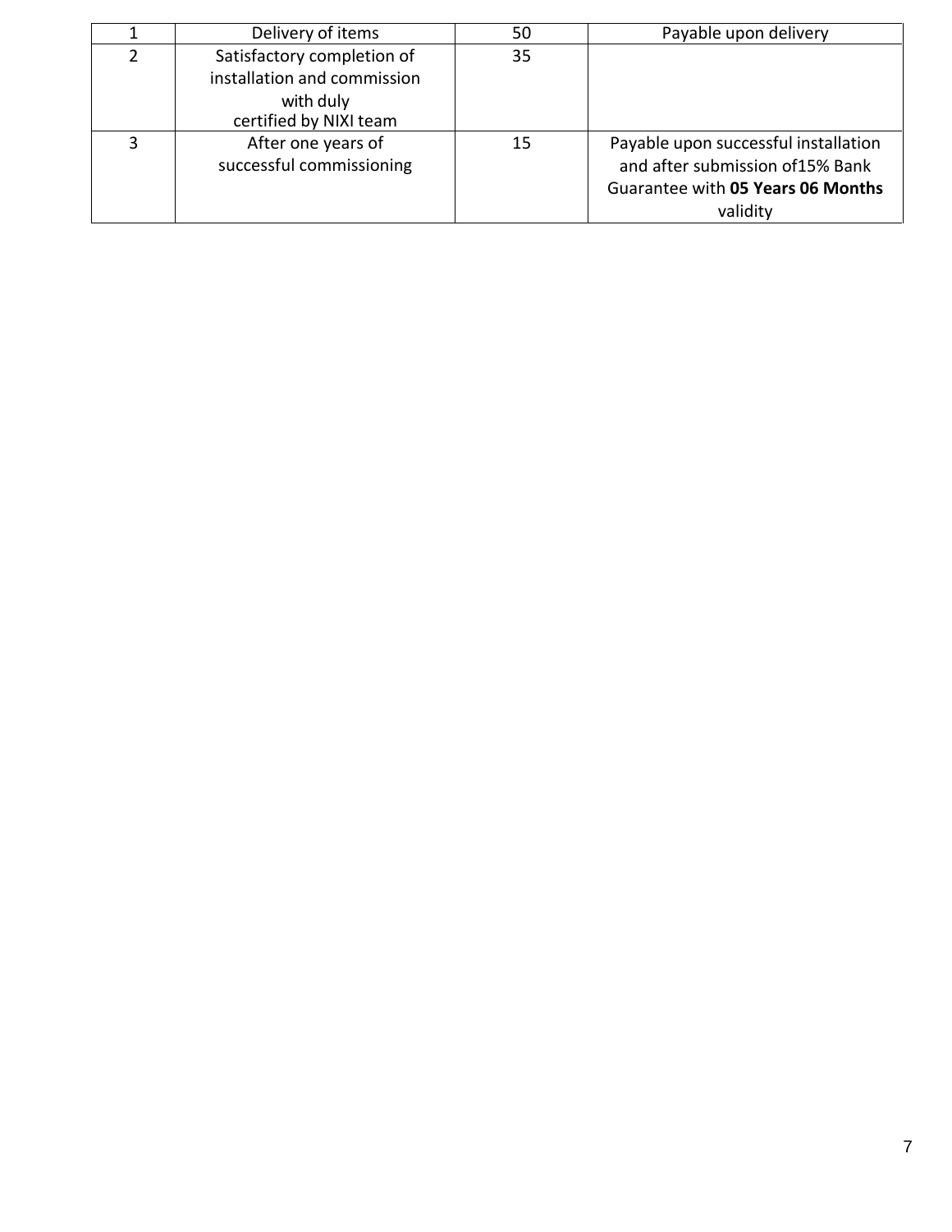| 1 | Delivery of items | 50 | Payable upon delivery |
| --- | --- | --- | --- |
| 2 | Satisfactory completion of installation and commission with duly certified by NIXI team | 35 | |
| 3 | After one years of successful commissioning | 15 | Payable upon successful installation and after submission of15% Bank Guarantee with **05 Years 06 Months** validity |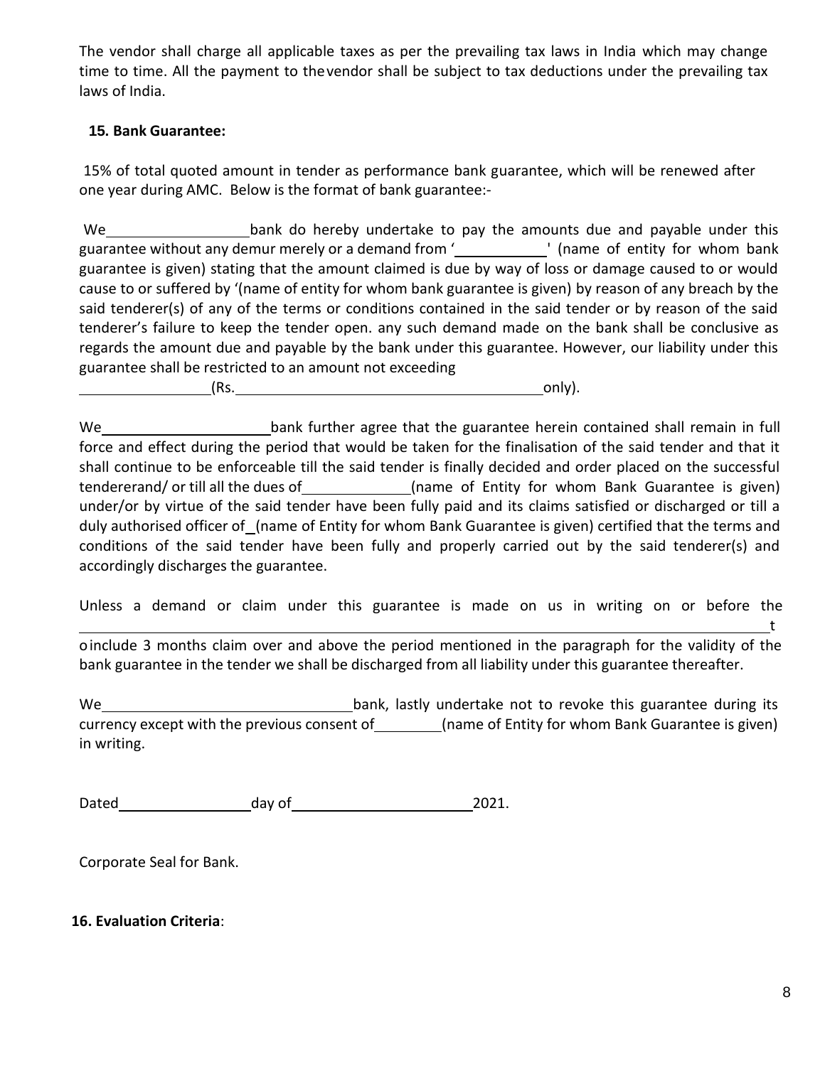The vendor shall charge all applicable taxes as per the prevailing tax laws in India which may change time to time. All the payment to thevendor shall be subject to tax deductions under the prevailing tax laws of India.

**15. Bank Guarantee:**

15% of total quoted amount in tender as performance bank guarantee, which will be renewed after one year during AMC. Below is the format of bank guarantee:-

We ________________ bank do hereby undertake to pay the amounts due and payable under this guarantee without any demur merely or a demand from '__________' (name of entity for whom bank guarantee is given) stating that the amount claimed is due by way of loss or damage caused to or would cause to or suffered by '(name of entity for whom bank guarantee is given) by reason of any breach by the said tenderer(s) of any of the terms or conditions contained in the said tender or by reason of the said tenderer's failure to keep the tender open. any such demand made on the bank shall be conclusive as regards the amount due and payable by the bank under this guarantee. However, our liability under this guarantee shall be restricted to an amount not exceeding ______________(Rs.____________________________________only).

We____________________bank further agree that the guarantee herein contained shall remain in full force and effect during the period that would be taken for the finalisation of the said tender and that it shall continue to be enforceable till the said tender is finally decided and order placed on the successful tendererand/ or till all the dues of____________(name of Entity for whom Bank Guarantee is given) under/or by virtue of the said tender have been fully paid and its claims satisfied or discharged or till a duly authorised officer of_(name of Entity for whom Bank Guarantee is given) certified that the terms and conditions of the said tender have been fully and properly carried out by the said tenderer(s) and accordingly discharges the guarantee.

Unless a demand or claim under this guarantee is made on us in writing on or before the ____________________________________________________________________________t o include 3 months claim over and above the period mentioned in the paragraph for the validity of the bank guarantee in the tender we shall be discharged from all liability under this guarantee thereafter.

We____________________________bank, lastly undertake not to revoke this guarantee during its currency except with the previous consent of________(name of Entity for whom Bank Guarantee is given) in writing.

Dated_______________day of_____________________2021.

Corporate Seal for Bank.

**16. Evaluation Criteria**: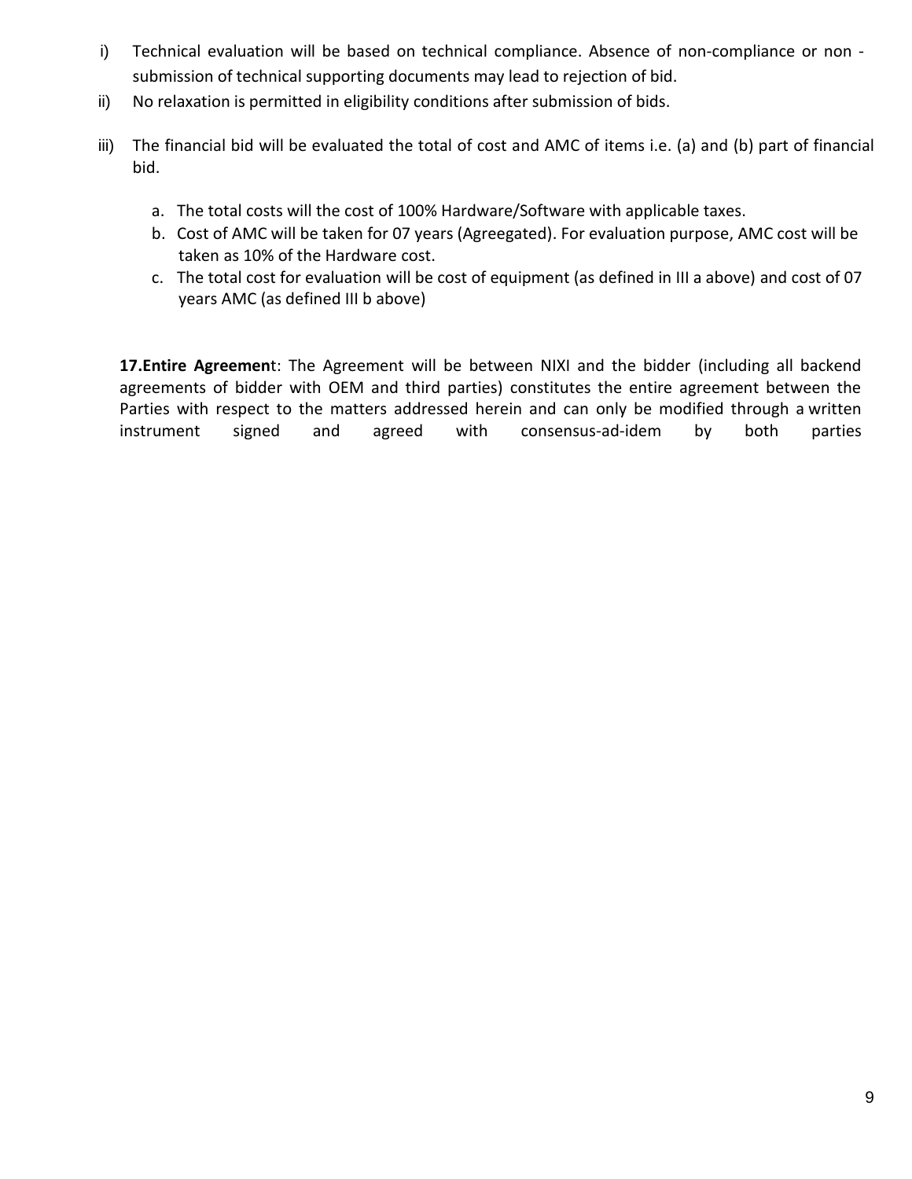i) Technical evaluation will be based on technical compliance. Absence of non-compliance or non - submission of technical supporting documents may lead to rejection of bid.

ii) No relaxation is permitted in eligibility conditions after submission of bids.

iii) The financial bid will be evaluated the total of cost and AMC of items i.e. (a) and (b) part of financial bid.

   a. The total costs will the cost of 100% Hardware/Software with applicable taxes.
   b. Cost of AMC will be taken for 07 years (Agreegated). For evaluation purpose, AMC cost will be taken as 10% of the Hardware cost.
   c. The total cost for evaluation will be cost of equipment (as defined in III a above) and cost of 07 years AMC (as defined III b above)

**17.Entire Agreemen**t: The Agreement will be between NIXI and the bidder (including all backend agreements of bidder with OEM and third parties) constitutes the entire agreement between the Parties with respect to the matters addressed herein and can only be modified through a written instrument signed and agreed with consensus-ad-idem by both parties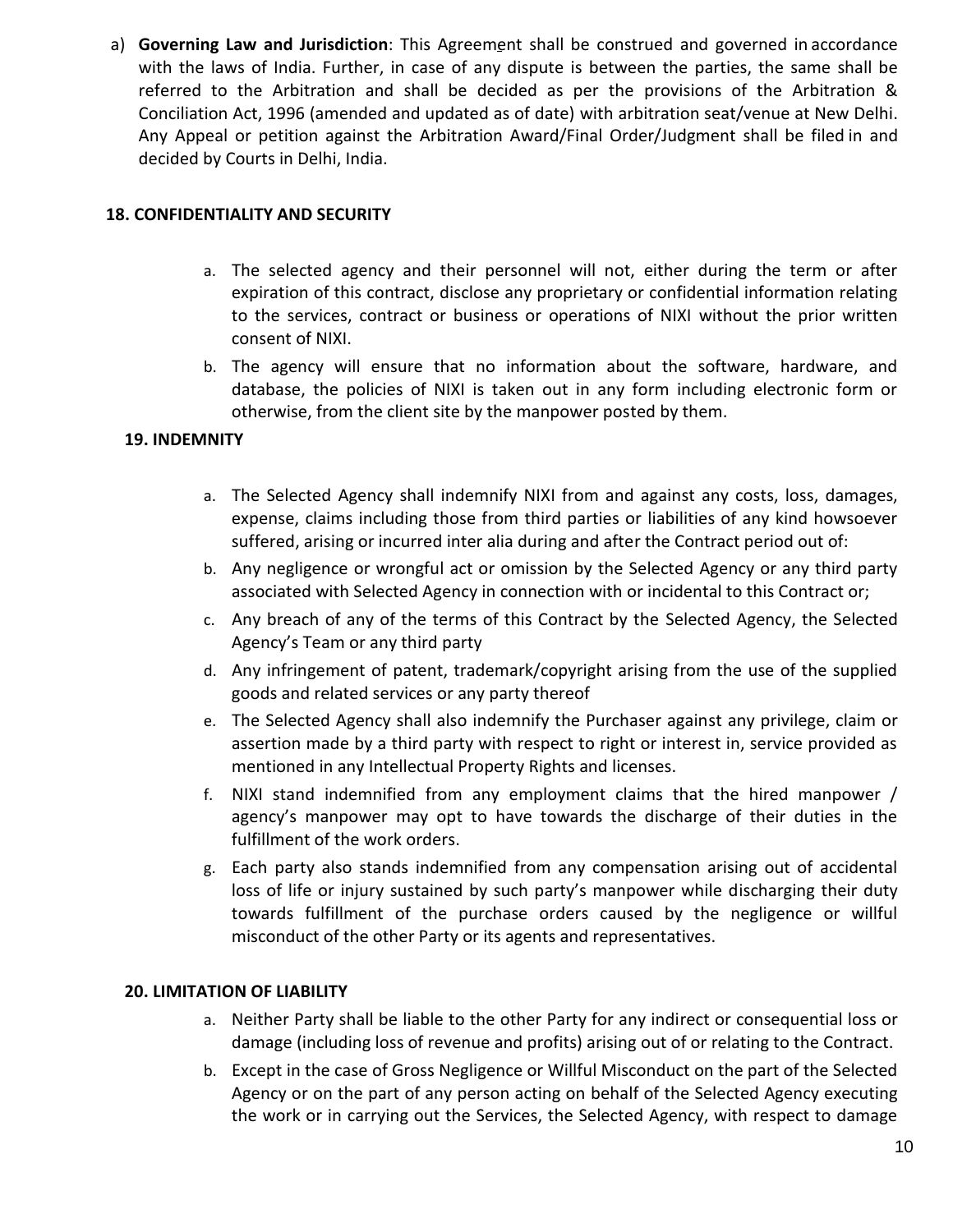a) **Governing Law and Jurisdiction**: This Agreement shall be construed and governed in accordance with the laws of India. Further, in case of any dispute is between the parties, the same shall be referred to the Arbitration and shall be decided as per the provisions of the Arbitration & Conciliation Act, 1996 (amended and updated as of date) with arbitration seat/venue at New Delhi. Any Appeal or petition against the Arbitration Award/Final Order/Judgment shall be filed in and decided by Courts in Delhi, India.

## 18. CONFIDENTIALITY AND SECURITY

a. The selected agency and their personnel will not, either during the term or after expiration of this contract, disclose any proprietary or confidential information relating to the services, contract or business or operations of NIXI without the prior written consent of NIXI.

b. The agency will ensure that no information about the software, hardware, and database, the policies of NIXI is taken out in any form including electronic form or otherwise, from the client site by the manpower posted by them.

## 19. INDEMNITY

a. The Selected Agency shall indemnify NIXI from and against any costs, loss, damages, expense, claims including those from third parties or liabilities of any kind howsoever suffered, arising or incurred inter alia during and after the Contract period out of:

b. Any negligence or wrongful act or omission by the Selected Agency or any third party associated with Selected Agency in connection with or incidental to this Contract or;

c. Any breach of any of the terms of this Contract by the Selected Agency, the Selected Agency's Team or any third party

d. Any infringement of patent, trademark/copyright arising from the use of the supplied goods and related services or any party thereof

e. The Selected Agency shall also indemnify the Purchaser against any privilege, claim or assertion made by a third party with respect to right or interest in, service provided as mentioned in any Intellectual Property Rights and licenses.

f. NIXI stand indemnified from any employment claims that the hired manpower / agency's manpower may opt to have towards the discharge of their duties in the fulfillment of the work orders.

g. Each party also stands indemnified from any compensation arising out of accidental loss of life or injury sustained by such party's manpower while discharging their duty towards fulfillment of the purchase orders caused by the negligence or willful misconduct of the other Party or its agents and representatives.

## 20. LIMITATION OF LIABILITY

a. Neither Party shall be liable to the other Party for any indirect or consequential loss or damage (including loss of revenue and profits) arising out of or relating to the Contract.

b. Except in the case of Gross Negligence or Willful Misconduct on the part of the Selected Agency or on the part of any person acting on behalf of the Selected Agency executing the work or in carrying out the Services, the Selected Agency, with respect to damage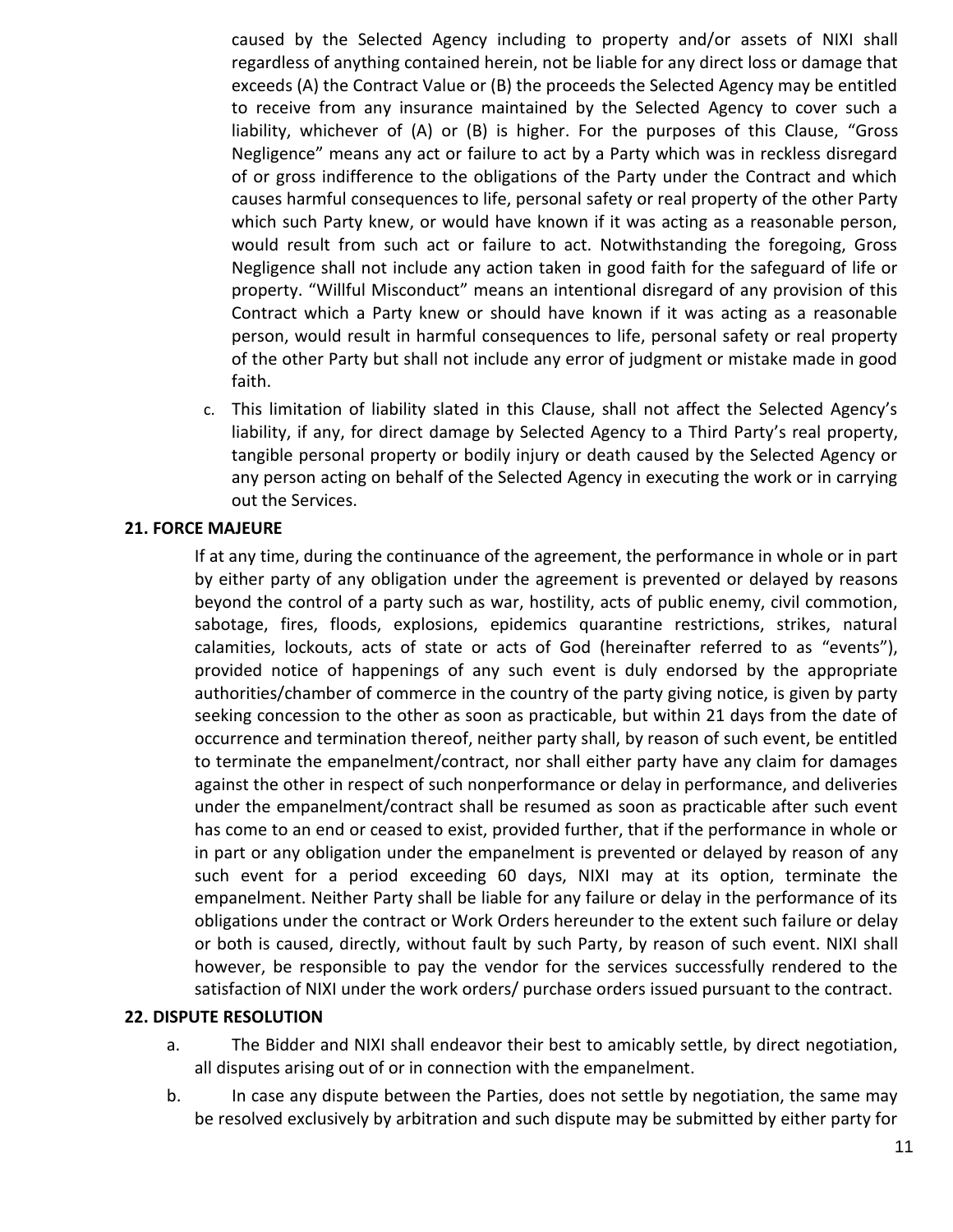caused by the Selected Agency including to property and/or assets of NIXI shall regardless of anything contained herein, not be liable for any direct loss or damage that exceeds (A) the Contract Value or (B) the proceeds the Selected Agency may be entitled to receive from any insurance maintained by the Selected Agency to cover such a liability, whichever of (A) or (B) is higher. For the purposes of this Clause, "Gross Negligence" means any act or failure to act by a Party which was in reckless disregard of or gross indifference to the obligations of the Party under the Contract and which causes harmful consequences to life, personal safety or real property of the other Party which such Party knew, or would have known if it was acting as a reasonable person, would result from such act or failure to act. Notwithstanding the foregoing, Gross Negligence shall not include any action taken in good faith for the safeguard of life or property. "Willful Misconduct" means an intentional disregard of any provision of this Contract which a Party knew or should have known if it was acting as a reasonable person, would result in harmful consequences to life, personal safety or real property of the other Party but shall not include any error of judgment or mistake made in good faith.

c. This limitation of liability slated in this Clause, shall not affect the Selected Agency's liability, if any, for direct damage by Selected Agency to a Third Party's real property, tangible personal property or bodily injury or death caused by the Selected Agency or any person acting on behalf of the Selected Agency in executing the work or in carrying out the Services.

**21. FORCE MAJEURE**

If at any time, during the continuance of the agreement, the performance in whole or in part by either party of any obligation under the agreement is prevented or delayed by reasons beyond the control of a party such as war, hostility, acts of public enemy, civil commotion, sabotage, fires, floods, explosions, epidemics quarantine restrictions, strikes, natural calamities, lockouts, acts of state or acts of God (hereinafter referred to as "events"), provided notice of happenings of any such event is duly endorsed by the appropriate authorities/chamber of commerce in the country of the party giving notice, is given by party seeking concession to the other as soon as practicable, but within 21 days from the date of occurrence and termination thereof, neither party shall, by reason of such event, be entitled to terminate the empanelment/contract, nor shall either party have any claim for damages against the other in respect of such nonperformance or delay in performance, and deliveries under the empanelment/contract shall be resumed as soon as practicable after such event has come to an end or ceased to exist, provided further, that if the performance in whole or in part or any obligation under the empanelment is prevented or delayed by reason of any such event for a period exceeding 60 days, NIXI may at its option, terminate the empanelment. Neither Party shall be liable for any failure or delay in the performance of its obligations under the contract or Work Orders hereunder to the extent such failure or delay or both is caused, directly, without fault by such Party, by reason of such event. NIXI shall however, be responsible to pay the vendor for the services successfully rendered to the satisfaction of NIXI under the work orders/ purchase orders issued pursuant to the contract.

**22. DISPUTE RESOLUTION**

a. The Bidder and NIXI shall endeavor their best to amicably settle, by direct negotiation, all disputes arising out of or in connection with the empanelment.

b. In case any dispute between the Parties, does not settle by negotiation, the same may be resolved exclusively by arbitration and such dispute may be submitted by either party for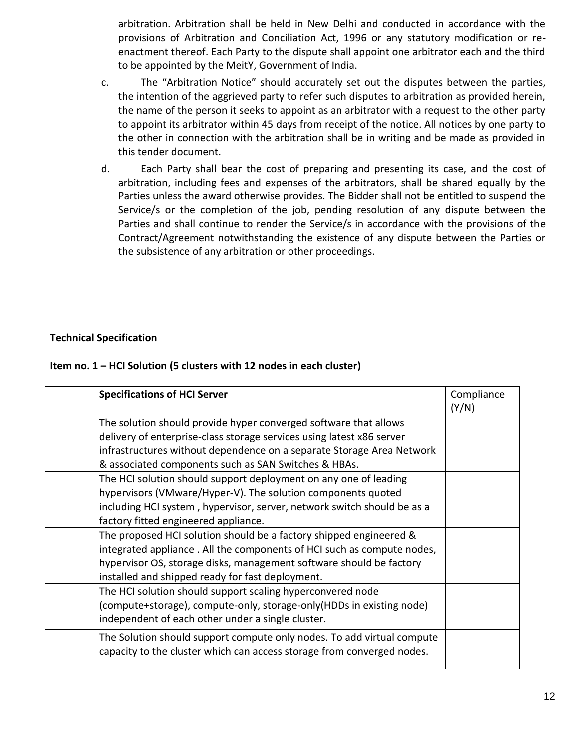arbitration. Arbitration shall be held in New Delhi and conducted in accordance with the provisions of Arbitration and Conciliation Act, 1996 or any statutory modification or re-enactment thereof. Each Party to the dispute shall appoint one arbitrator each and the third to be appointed by the MeitY, Government of India.

c. The "Arbitration Notice" should accurately set out the disputes between the parties, the intention of the aggrieved party to refer such disputes to arbitration as provided herein, the name of the person it seeks to appoint as an arbitrator with a request to the other party to appoint its arbitrator within 45 days from receipt of the notice. All notices by one party to the other in connection with the arbitration shall be in writing and be made as provided in this tender document.

d. Each Party shall bear the cost of preparing and presenting its case, and the cost of arbitration, including fees and expenses of the arbitrators, shall be shared equally by the Parties unless the award otherwise provides. The Bidder shall not be entitled to suspend the Service/s or the completion of the job, pending resolution of any dispute between the Parties and shall continue to render the Service/s in accordance with the provisions of the Contract/Agreement notwithstanding the existence of any dispute between the Parties or the subsistence of any arbitration or other proceedings.

**Technical Specification**

**Item no. 1 – HCI Solution (5 clusters with 12 nodes in each cluster)**

| | **Specifications of HCI Server** | Compliance (Y/N) |
|---|---|---|
| | The solution should provide hyper converged software that allows delivery of enterprise-class storage services using latest x86 server infrastructures without dependence on a separate Storage Area Network & associated components such as SAN Switches & HBAs. | |
| | The HCI solution should support deployment on any one of leading hypervisors (VMware/Hyper-V). The solution components quoted including HCI system , hypervisor, server, network switch should be as a factory fitted engineered appliance. | |
| | The proposed HCI solution should be a factory shipped engineered & integrated appliance . All the components of HCI such as compute nodes, hypervisor OS, storage disks, management software should be factory installed and shipped ready for fast deployment. | |
| | The HCI solution should support scaling hyperconvered node (compute+storage), compute-only, storage-only(HDDs in existing node) independent of each other under a single cluster. | |
| | The Solution should support compute only nodes. To add virtual compute capacity to the cluster which can access storage from converged nodes. | |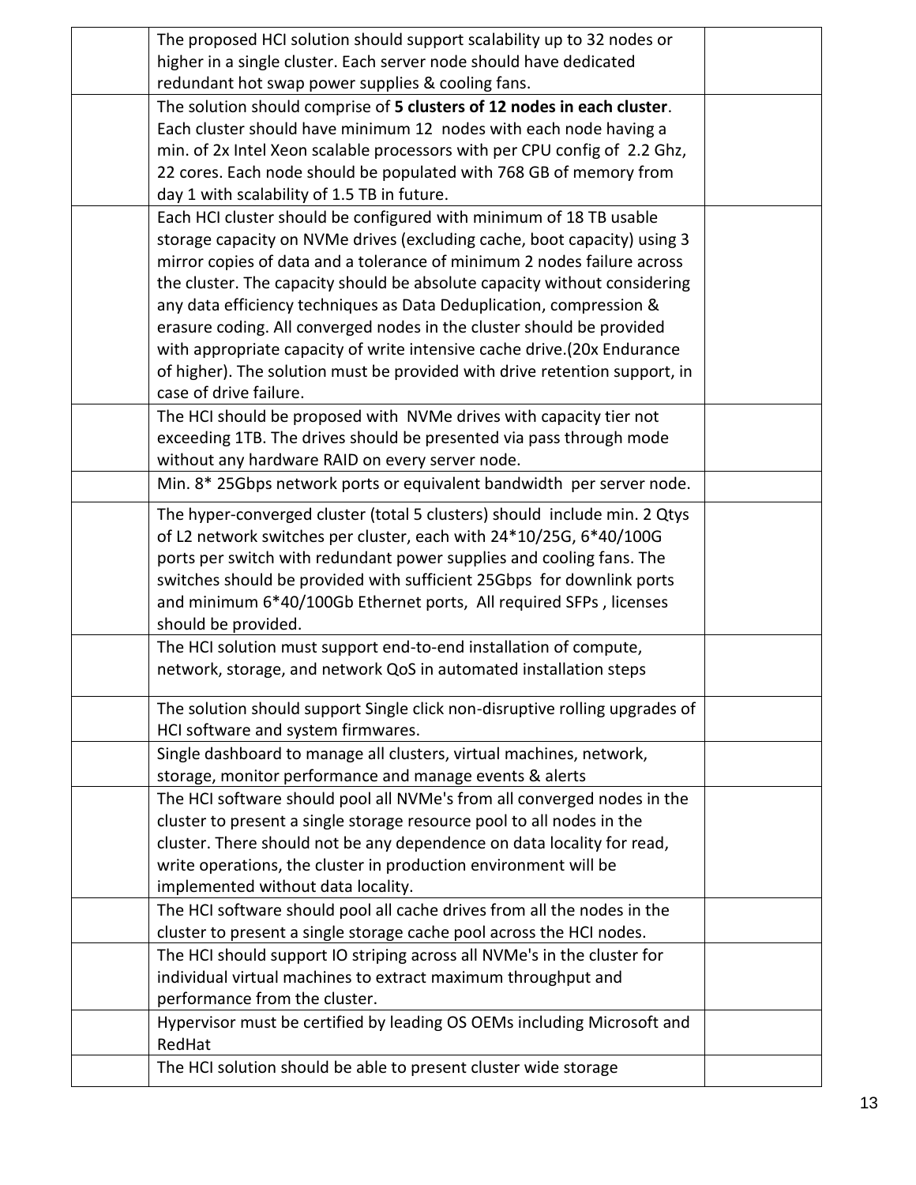|  |  |  |
|---|---|---|
|  | The proposed HCI solution should support scalability up to 32 nodes or higher in a single cluster. Each server node should have dedicated redundant hot swap power supplies & cooling fans. |  |
|  | The solution should comprise of **5 clusters of 12 nodes in each cluster**. Each cluster should have minimum 12 nodes with each node having a min. of 2x Intel Xeon scalable processors with per CPU config of 2.2 Ghz, 22 cores. Each node should be populated with 768 GB of memory from day 1 with scalability of 1.5 TB in future. |  |
|  | Each HCI cluster should be configured with minimum of 18 TB usable storage capacity on NVMe drives (excluding cache, boot capacity) using 3 mirror copies of data and a tolerance of minimum 2 nodes failure across the cluster. The capacity should be absolute capacity without considering any data efficiency techniques as Data Deduplication, compression & erasure coding. All converged nodes in the cluster should be provided with appropriate capacity of write intensive cache drive.(20x Endurance of higher). The solution must be provided with drive retention support, in case of drive failure. |  |
|  | The HCI should be proposed with NVMe drives with capacity tier not exceeding 1TB. The drives should be presented via pass through mode without any hardware RAID on every server node. |  |
|  | Min. 8* 25Gbps network ports or equivalent bandwidth per server node. |  |
|  | The hyper-converged cluster (total 5 clusters) should include min. 2 Qtys of L2 network switches per cluster, each with 24*10/25G, 6*40/100G ports per switch with redundant power supplies and cooling fans. The switches should be provided with sufficient 25Gbps for downlink ports and minimum 6*40/100Gb Ethernet ports, All required SFPs , licenses should be provided. |  |
|  | The HCI solution must support end-to-end installation of compute, network, storage, and network QoS in automated installation steps |  |
|  | The solution should support Single click non-disruptive rolling upgrades of HCI software and system firmwares. |  |
|  | Single dashboard to manage all clusters, virtual machines, network, storage, monitor performance and manage events & alerts |  |
|  | The HCI software should pool all NVMe's from all converged nodes in the cluster to present a single storage resource pool to all nodes in the cluster. There should not be any dependence on data locality for read, write operations, the cluster in production environment will be implemented without data locality. |  |
|  | The HCI software should pool all cache drives from all the nodes in the cluster to present a single storage cache pool across the HCI nodes. |  |
|  | The HCI should support IO striping across all NVMe's in the cluster for individual virtual machines to extract maximum throughput and performance from the cluster. |  |
|  | Hypervisor must be certified by leading OS OEMs including Microsoft and RedHat |  |
|  | The HCI solution should be able to present cluster wide storage |  |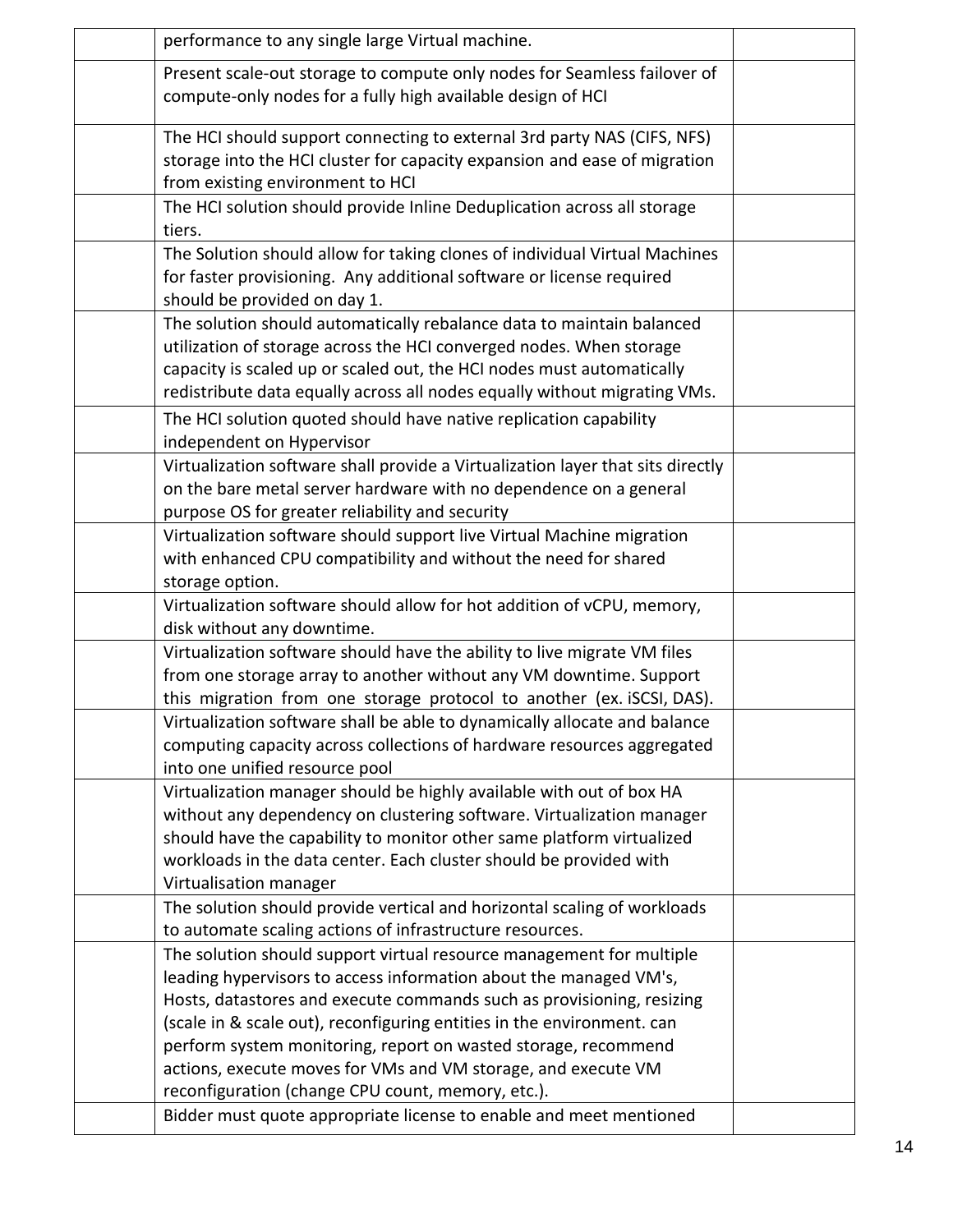| | | |
|---|---|---|
| | performance to any single large Virtual machine. | |
| | Present scale-out storage to compute only nodes for Seamless failover of compute-only nodes for a fully high available design of HCI | |
| | The HCI should support connecting to external 3rd party NAS (CIFS, NFS) storage into the HCI cluster for capacity expansion and ease of migration from existing environment to HCI | |
| | The HCI solution should provide Inline Deduplication across all storage tiers. | |
| | The Solution should allow for taking clones of individual Virtual Machines for faster provisioning. Any additional software or license required should be provided on day 1. | |
| | The solution should automatically rebalance data to maintain balanced utilization of storage across the HCI converged nodes. When storage capacity is scaled up or scaled out, the HCI nodes must automatically redistribute data equally across all nodes equally without migrating VMs. | |
| | The HCI solution quoted should have native replication capability independent on Hypervisor | |
| | Virtualization software shall provide a Virtualization layer that sits directly on the bare metal server hardware with no dependence on a general purpose OS for greater reliability and security | |
| | Virtualization software should support live Virtual Machine migration with enhanced CPU compatibility and without the need for shared storage option. | |
| | Virtualization software should allow for hot addition of vCPU, memory, disk without any downtime. | |
| | Virtualization software should have the ability to live migrate VM files from one storage array to another without any VM downtime. Support this migration from one storage protocol to another (ex. iSCSI, DAS). | |
| | Virtualization software shall be able to dynamically allocate and balance computing capacity across collections of hardware resources aggregated into one unified resource pool | |
| | Virtualization manager should be highly available with out of box HA without any dependency on clustering software. Virtualization manager should have the capability to monitor other same platform virtualized workloads in the data center. Each cluster should be provided with Virtualisation manager | |
| | The solution should provide vertical and horizontal scaling of workloads to automate scaling actions of infrastructure resources. | |
| | The solution should support virtual resource management for multiple leading hypervisors to access information about the managed VM's, Hosts, datastores and execute commands such as provisioning, resizing (scale in & scale out), reconfiguring entities in the environment. can perform system monitoring, report on wasted storage, recommend actions, execute moves for VMs and VM storage, and execute VM reconfiguration (change CPU count, memory, etc.). | |
| | Bidder must quote appropriate license to enable and meet mentioned | |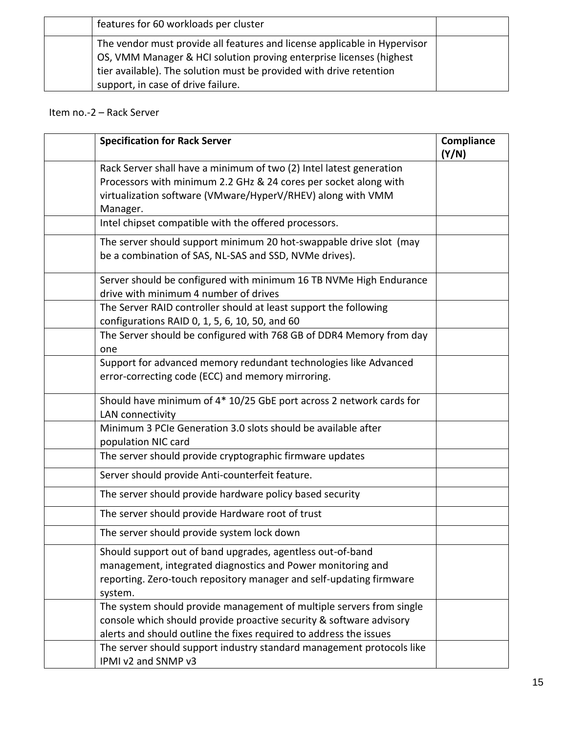|  | features for 60 workloads per cluster |  |
|---|---|---|
|  | The vendor must provide all features and license applicable in Hypervisor OS, VMM Manager & HCI solution proving enterprise licenses (highest tier available). The solution must be provided with drive retention support, in case of drive failure. |  |

Item no.-2 – Rack Server

|  | **Specification for Rack Server** | **Compliance (Y/N)** |
|---|---|---|
|  | Rack Server shall have a minimum of two (2) Intel latest generation Processors with minimum 2.2 GHz & 24 cores per socket along with virtualization software (VMware/HyperV/RHEV) along with VMM Manager. |  |
|  | Intel chipset compatible with the offered processors. |  |
|  | The server should support minimum 20 hot-swappable drive slot (may be a combination of SAS, NL-SAS and SSD, NVMe drives). |  |
|  | Server should be configured with minimum 16 TB NVMe High Endurance drive with minimum 4 number of drives |  |
|  | The Server RAID controller should at least support the following configurations RAID 0, 1, 5, 6, 10, 50, and 60 |  |
|  | The Server should be configured with 768 GB of DDR4 Memory from day one |  |
|  | Support for advanced memory redundant technologies like Advanced error-correcting code (ECC) and memory mirroring. |  |
|  | Should have minimum of 4* 10/25 GbE port across 2 network cards for LAN connectivity |  |
|  | Minimum 3 PCIe Generation 3.0 slots should be available after population NIC card |  |
|  | The server should provide cryptographic firmware updates |  |
|  | Server should provide Anti-counterfeit feature. |  |
|  | The server should provide hardware policy based security |  |
|  | The server should provide Hardware root of trust |  |
|  | The server should provide system lock down |  |
|  | Should support out of band upgrades, agentless out-of-band management, integrated diagnostics and Power monitoring and reporting. Zero-touch repository manager and self-updating firmware system. |  |
|  | The system should provide management of multiple servers from single console which should provide proactive security & software advisory alerts and should outline the fixes required to address the issues |  |
|  | The server should support industry standard management protocols like IPMI v2 and SNMP v3 |  |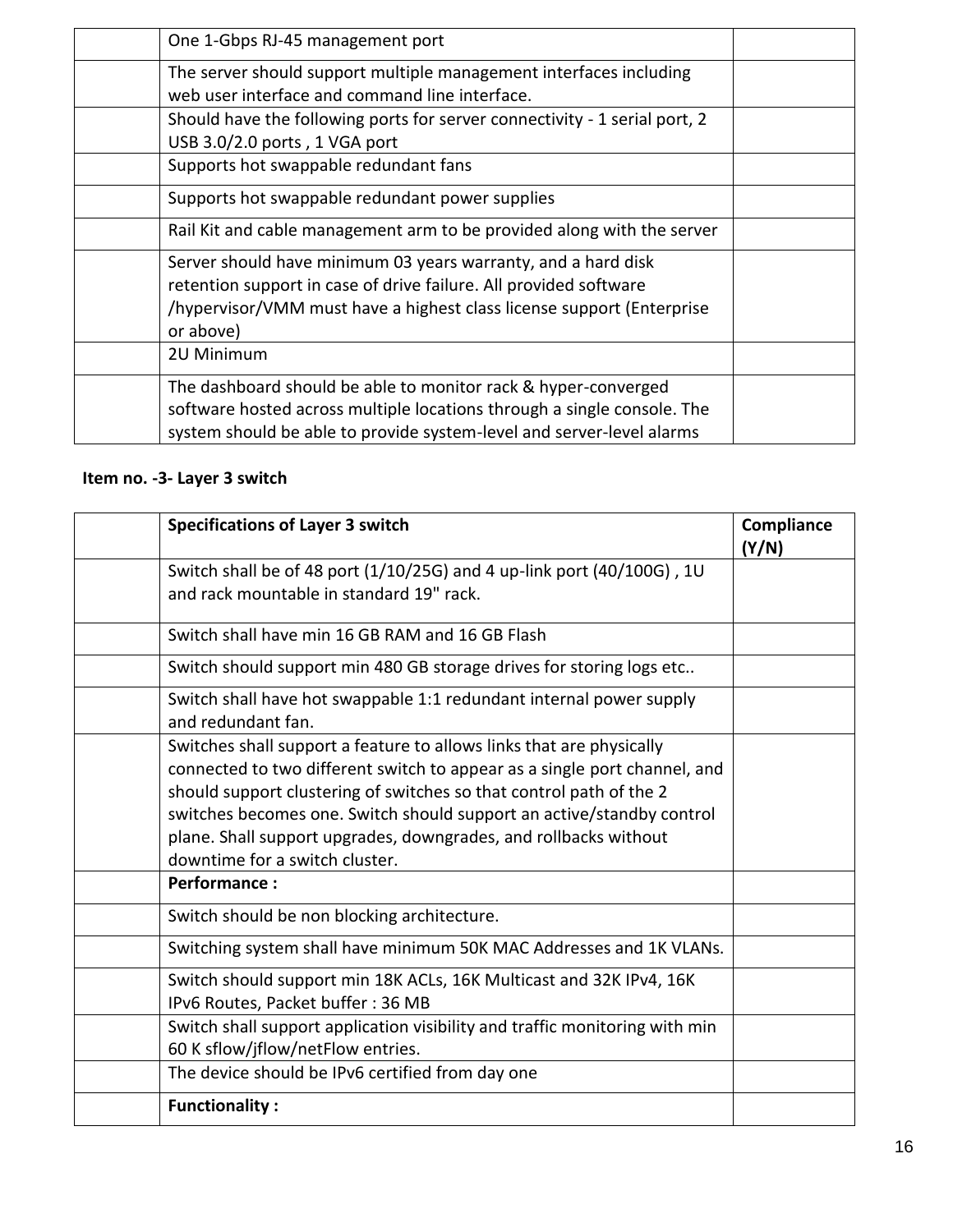| | | |
|---|---|---|
| | One 1-Gbps RJ-45 management port | |
| | The server should support multiple management interfaces including web user interface and command line interface. | |
| | Should have the following ports for server connectivity - 1 serial port, 2 USB 3.0/2.0 ports , 1 VGA port | |
| | Supports hot swappable redundant fans | |
| | Supports hot swappable redundant power supplies | |
| | Rail Kit and cable management arm to be provided along with the server | |
| | Server should have minimum 03 years warranty, and a hard disk retention support in case of drive failure. All provided software /hypervisor/VMM must have a highest class license support (Enterprise or above) | |
| | 2U Minimum | |
| | The dashboard should be able to monitor rack & hyper-converged software hosted across multiple locations through a single console. The system should be able to provide system-level and server-level alarms | |

**Item no. -3- Layer 3 switch**

| | **Specifications of Layer 3 switch** | **Compliance (Y/N)** |
|---|---|---|
| | Switch shall be of 48 port (1/10/25G) and 4 up-link port (40/100G) , 1U and rack mountable in standard 19" rack. | |
| | Switch shall have min 16 GB RAM and 16 GB Flash | |
| | Switch should support min 480 GB storage drives for storing logs etc.. | |
| | Switch shall have hot swappable 1:1 redundant internal power supply and redundant fan. | |
| | Switches shall support a feature to allows links that are physically connected to two different switch to appear as a single port channel, and should support clustering of switches so that control path of the 2 switches becomes one. Switch should support an active/standby control plane. Shall support upgrades, downgrades, and rollbacks without downtime for a switch cluster. | |
| | **Performance :** | |
| | Switch should be non blocking architecture. | |
| | Switching system shall have minimum 50K MAC Addresses and 1K VLANs. | |
| | Switch should support min 18K ACLs, 16K Multicast and 32K IPv4, 16K IPv6 Routes, Packet buffer : 36 MB | |
| | Switch shall support application visibility and traffic monitoring with min 60 K sflow/jflow/netFlow entries. | |
| | The device should be IPv6 certified from day one | |
| | **Functionality :** | |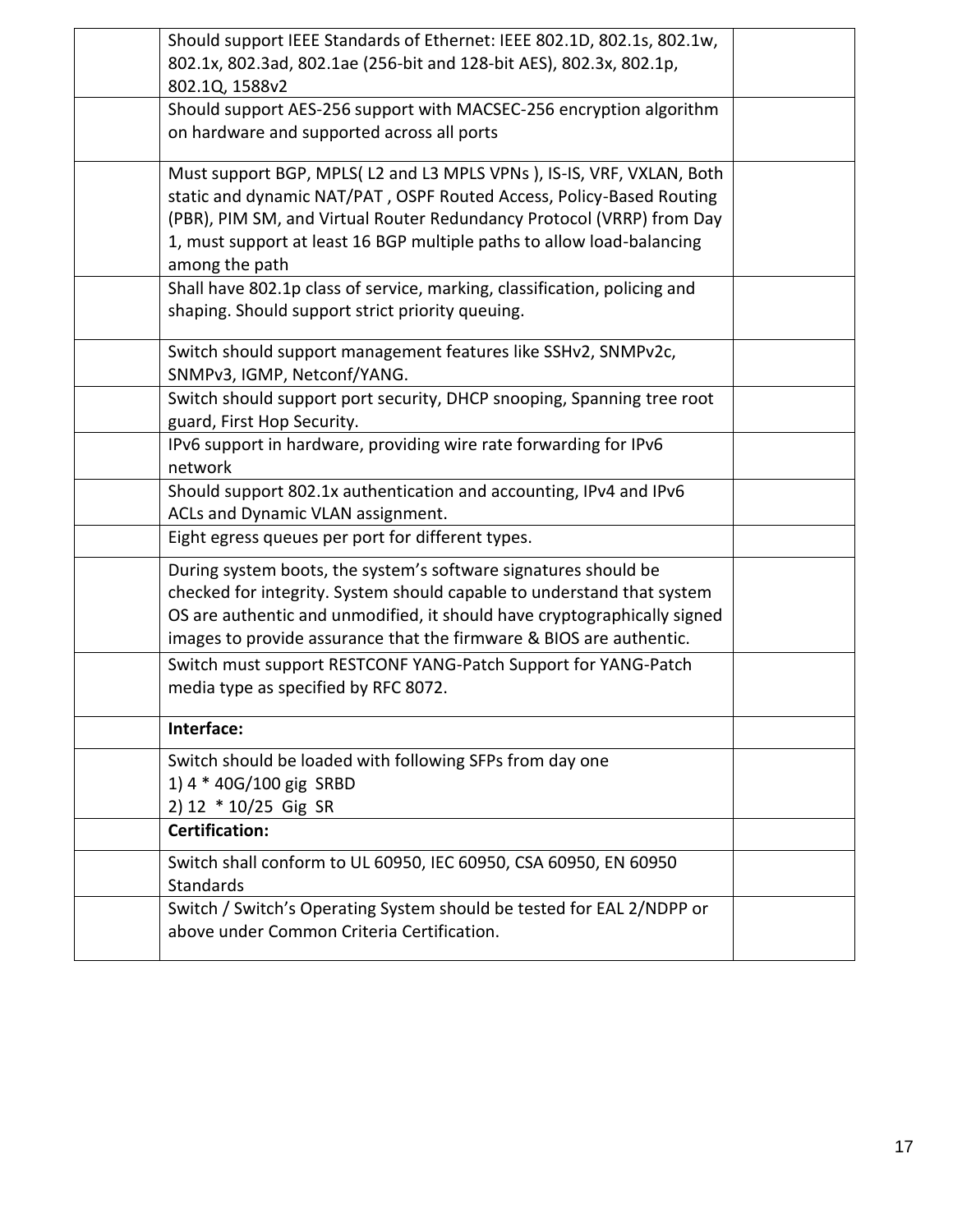| | | |
|---|---|---|
| | Should support IEEE Standards of Ethernet: IEEE 802.1D, 802.1s, 802.1w, 802.1x, 802.3ad, 802.1ae (256-bit and 128-bit AES), 802.3x, 802.1p, 802.1Q, 1588v2 | |
| | Should support AES-256 support with MACSEC-256 encryption algorithm on hardware and supported across all ports | |
| | Must support BGP, MPLS( L2 and L3 MPLS VPNs ), IS-IS, VRF, VXLAN, Both static and dynamic NAT/PAT , OSPF Routed Access, Policy-Based Routing (PBR), PIM SM, and Virtual Router Redundancy Protocol (VRRP) from Day 1, must support at least 16 BGP multiple paths to allow load-balancing among the path | |
| | Shall have 802.1p class of service, marking, classification, policing and shaping. Should support strict priority queuing. | |
| | Switch should support management features like SSHv2, SNMPv2c, SNMPv3, IGMP, Netconf/YANG. | |
| | Switch should support port security, DHCP snooping, Spanning tree root guard, First Hop Security. | |
| | IPv6 support in hardware, providing wire rate forwarding for IPv6 network | |
| | Should support 802.1x authentication and accounting, IPv4 and IPv6 ACLs and Dynamic VLAN assignment. | |
| | Eight egress queues per port for different types. | |
| | During system boots, the system's software signatures should be checked for integrity. System should capable to understand that system OS are authentic and unmodified, it should have cryptographically signed images to provide assurance that the firmware & BIOS are authentic. | |
| | Switch must support RESTCONF YANG-Patch Support for YANG-Patch media type as specified by RFC 8072. | |
| | **Interface:** | |
| | Switch should be loaded with following SFPs from day one<br>1) 4 * 40G/100 gig SRBD<br>2) 12 * 10/25 Gig SR | |
| | **Certification:** | |
| | Switch shall conform to UL 60950, IEC 60950, CSA 60950, EN 60950 Standards | |
| | Switch / Switch's Operating System should be tested for EAL 2/NDPP or above under Common Criteria Certification. | |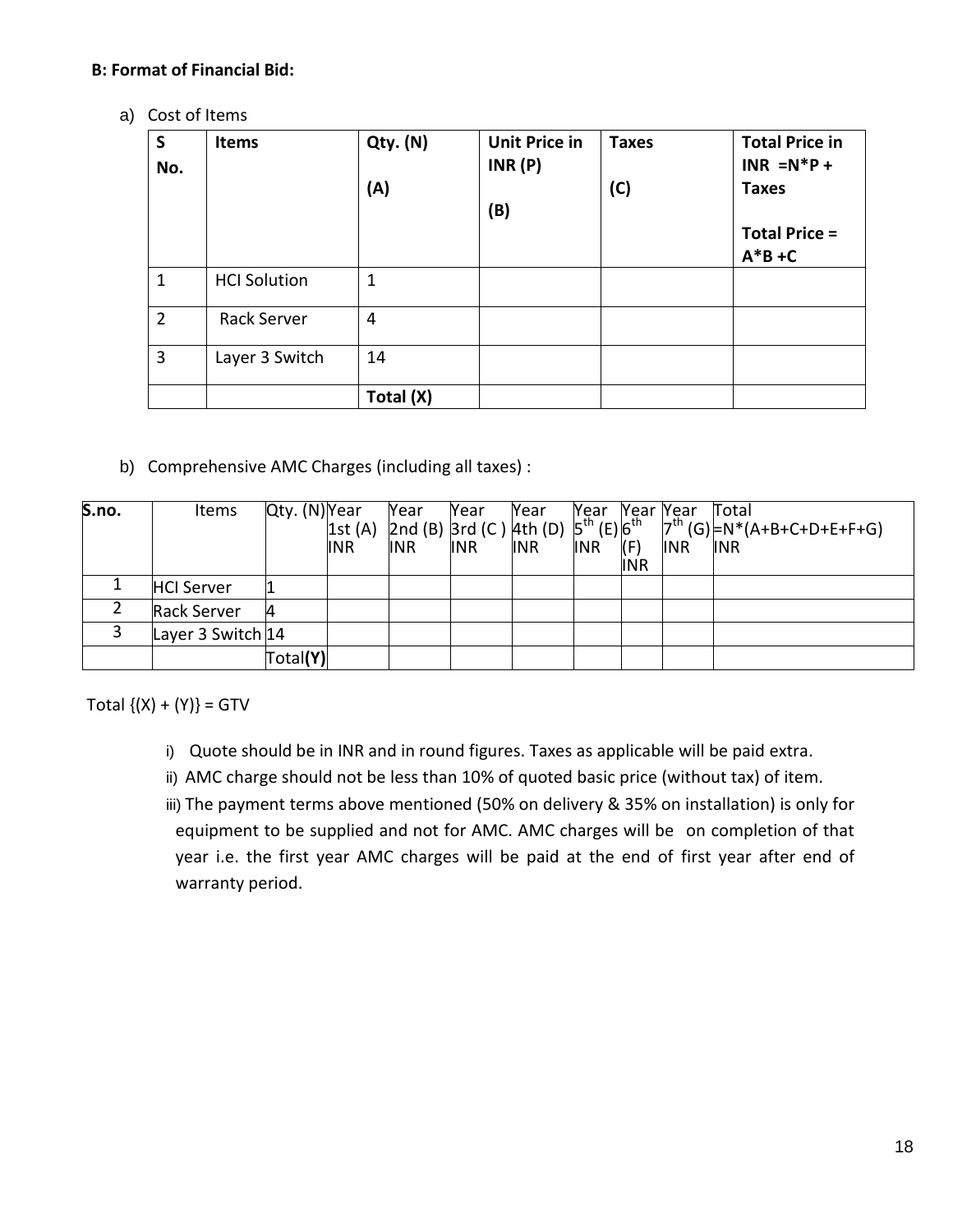**B: Format of Financial Bid:**

a) Cost of Items

| S No. | Items | Qty. (N) (A) | Unit Price in INR (P) (B) | Taxes (C) | Total Price in INR =N*P + Taxes<br><br>Total Price = A*B +C |
|---|---|---|---|---|---|
| 1 | HCI Solution | 1 | | | |
| 2 | Rack Server | 4 | | | |
| 3 | Layer 3 Switch | 14 | | | |
| | | Total (X) | | | |

b) Comprehensive AMC Charges (including all taxes) :

| S.no. | Items | Qty. (N) | Year 1st (A) INR | Year 2nd (B) INR | Year 3rd (C ) INR | Year 4th (D) INR | Year $5^{th}$ (E) INR | Year $6^{th}$ (F) INR | Year $7^{th}$ (G) INR | Total =N*(A+B+C+D+E+F+G) INR |
|---|---|---|---|---|---|---|---|---|---|---|
| 1 | HCI Server | 1 | | | | | | | | |
| 2 | Rack Server | 4 | | | | | | | | |
| 3 | Layer 3 Switch | 14 | | | | | | | | |
| | | Total**(Y)** | | | | | | | | |

Total {(X) + (Y)} = GTV

i) Quote should be in INR and in round figures. Taxes as applicable will be paid extra.

ii) AMC charge should not be less than 10% of quoted basic price (without tax) of item.

iii) The payment terms above mentioned (50% on delivery & 35% on installation) is only for equipment to be supplied and not for AMC. AMC charges will be on completion of that year i.e. the first year AMC charges will be paid at the end of first year after end of warranty period.